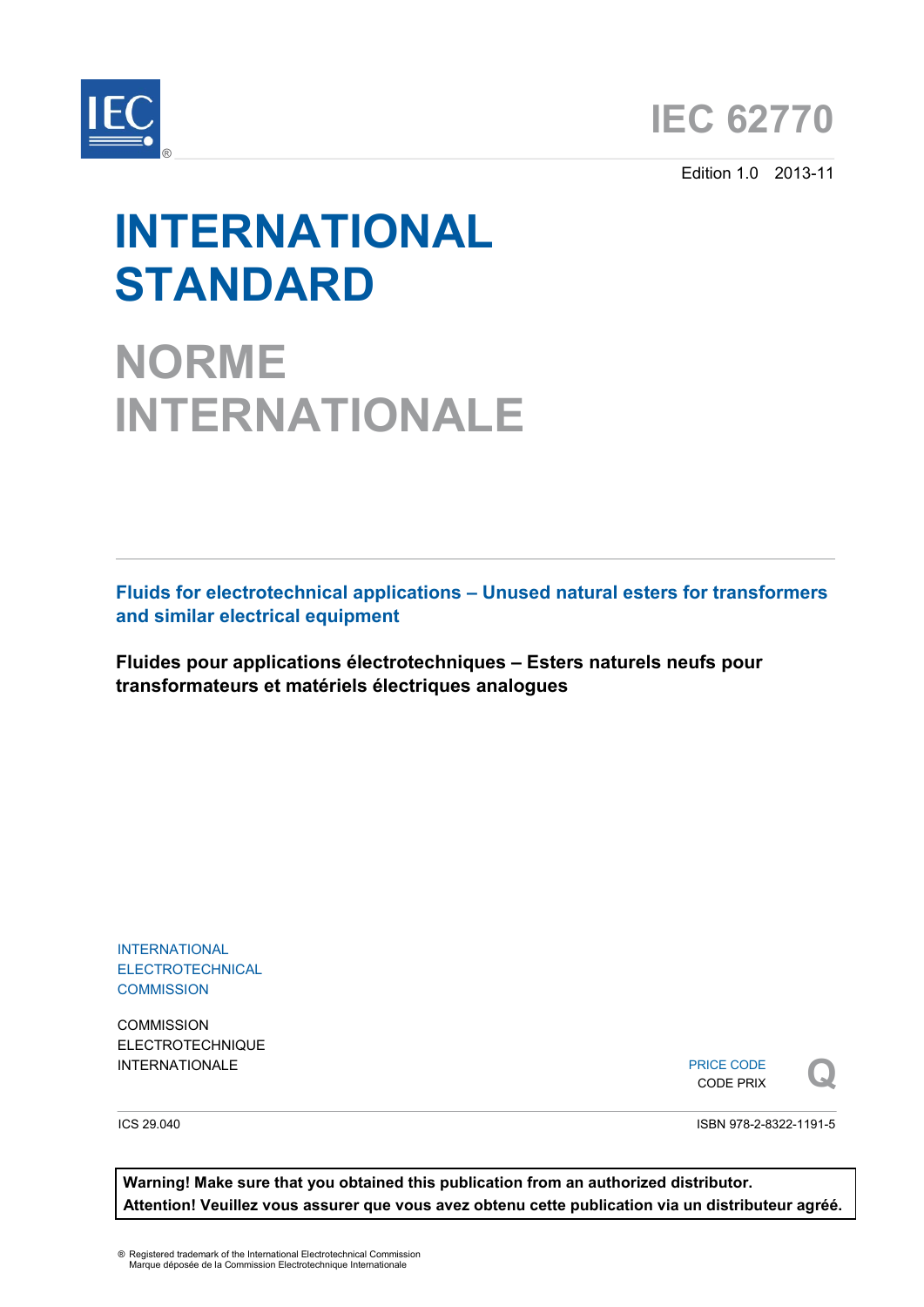IEC

# IEC 62770

Edition 1.0 2013-11

# INTERNATIONAL STANDARD

# NORME INTERNATIONALE

**Fluids for electrotechnical applications – Unused natural esters for transformers and similar electrical equipment**

**Fluides pour applications électrotechniques – Esters naturels neufs pour transformateurs et matériels électriques analogues**

INTERNATIONAL ELECTROTECHNICAL COMMISSION

COMMISSION ELECTROTECHNIQUE INTERNATIONALE

PRICE CODE
CODE PRIX **Q**

ICS 29.040

ISBN 978-2-8322-1191-5

**Warning! Make sure that you obtained this publication from an authorized distributor.**
**Attention! Veuillez vous assurer que vous avez obtenu cette publication via un distributeur agréé.**

® Registered trademark of the International Electrotechnical Commission
Marque déposée de la Commission Electrotechnique Internationale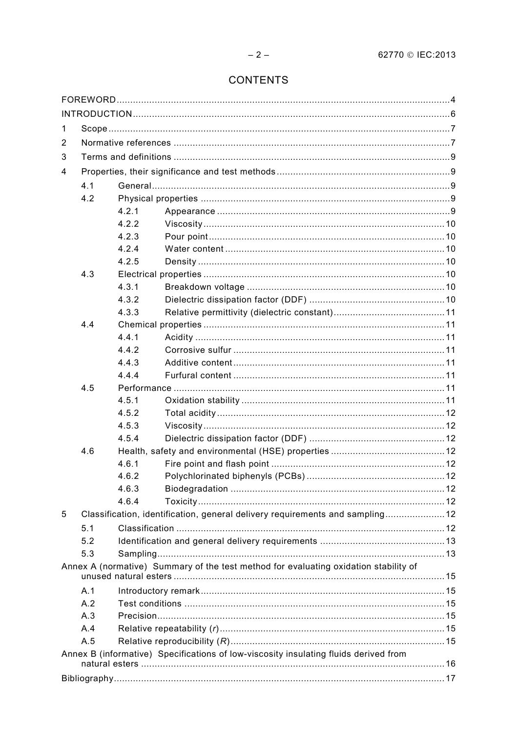# CONTENTS

FOREWORD ........................................................................................................................ 4

INTRODUCTION .................................................................................................................. 6

1 Scope ............................................................................................................................ 7

2 Normative references .................................................................................................... 7

3 Terms and definitions .................................................................................................... 9

4 Properties, their significance and test methods .............................................................. 9

  4.1 General ........................................................................................................... 9

  4.2 Physical properties ......................................................................................... 9

    4.2.1 Appearance .................................................................................... 9

    4.2.2 Viscosity ....................................................................................... 10

    4.2.3 Pour point ..................................................................................... 10

    4.2.4 Water content ................................................................................ 10

    4.2.5 Density ......................................................................................... 10

  4.3 Electrical properties ....................................................................................... 10

    4.3.1 Breakdown voltage ........................................................................ 10

    4.3.2 Dielectric dissipation factor (DDF) ................................................. 10

    4.3.3 Relative permittivity (dielectric constant) ........................................ 11

  4.4 Chemical properties ....................................................................................... 11

    4.4.1 Acidity .......................................................................................... 11

    4.4.2 Corrosive sulfur ............................................................................ 11

    4.4.3 Additive content ............................................................................ 11

    4.4.4 Furfural content ............................................................................ 11

  4.5 Performance .................................................................................................. 11

    4.5.1 Oxidation stability .......................................................................... 11

    4.5.2 Total acidity .................................................................................. 12

    4.5.3 Viscosity ....................................................................................... 12

    4.5.4 Dielectric dissipation factor (DDF) ................................................. 12

  4.6 Health, safety and environmental (HSE) properties ......................................... 12

    4.6.1 Fire point and flash point ............................................................... 12

    4.6.2 Polychlorinated biphenyls (PCBs) .................................................. 12

    4.6.3 Biodegradation ............................................................................. 12

    4.6.4 Toxicity ......................................................................................... 12

5 Classification, identification, general delivery requirements and sampling ...................... 12

  5.1 Classification ................................................................................................. 12

  5.2 Identification and general delivery requirements ............................................. 13

  5.3 Sampling ........................................................................................................ 13

Annex A (normative) Summary of the test method for evaluating oxidation stability of unused natural esters ................................................................................................... 15

  A.1 Introductory remark ........................................................................................ 15

  A.2 Test conditions .............................................................................................. 15

  A.3 Precision ........................................................................................................ 15

  A.4 Relative repeatability (*r*) ................................................................................. 15

  A.5 Relative reproducibility (*R*) ............................................................................. 15

Annex B (informative) Specifications of low-viscosity insulating fluids derived from natural esters ............................................................................................................... 16

Bibliography ........................................................................................................................ 17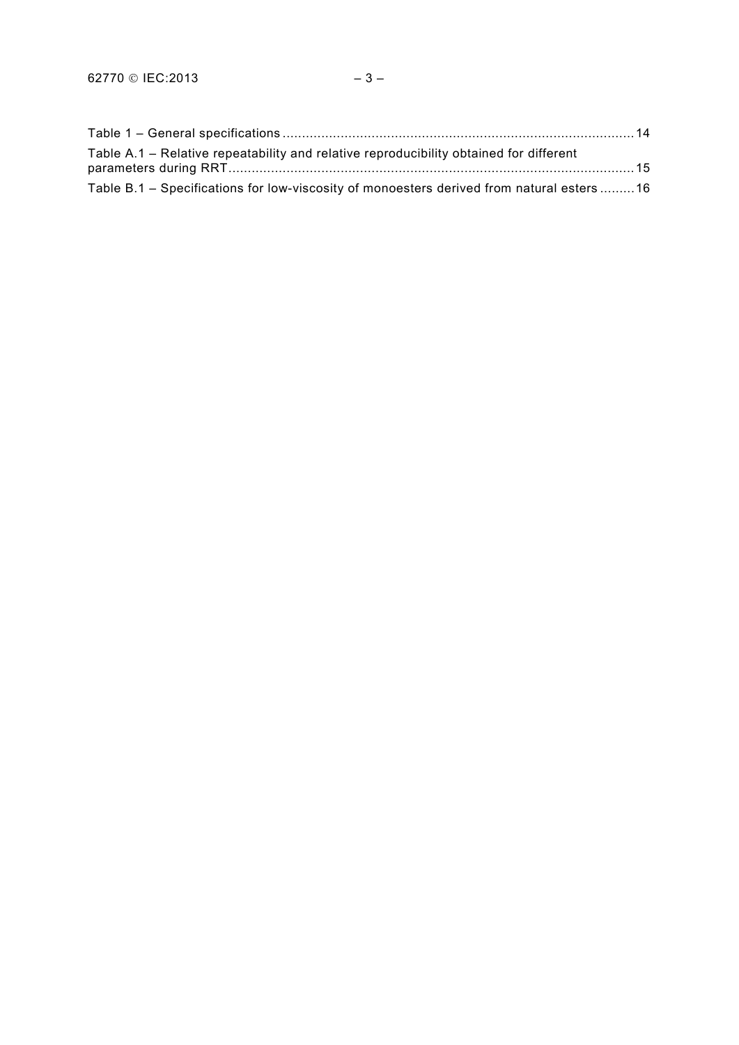Table 1 – General specifications ........................................................................................ 14

Table A.1 – Relative repeatability and relative reproducibility obtained for different parameters during RRT ........................................................................................................ 15

Table B.1 – Specifications for low-viscosity of monoesters derived from natural esters ......... 16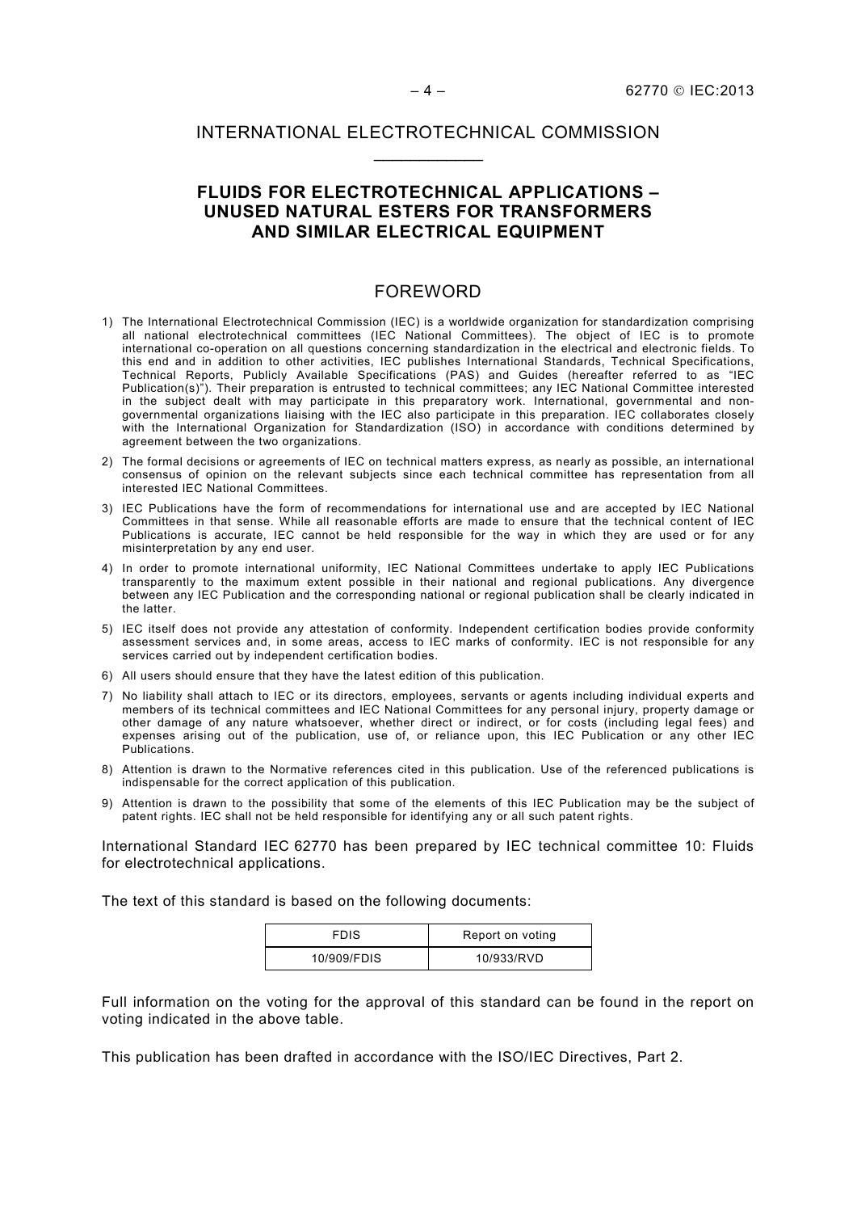# INTERNATIONAL ELECTROTECHNICAL COMMISSION

## FLUIDS FOR ELECTROTECHNICAL APPLICATIONS – UNUSED NATURAL ESTERS FOR TRANSFORMERS AND SIMILAR ELECTRICAL EQUIPMENT

## FOREWORD

1) The International Electrotechnical Commission (IEC) is a worldwide organization for standardization comprising all national electrotechnical committees (IEC National Committees). The object of IEC is to promote international co-operation on all questions concerning standardization in the electrical and electronic fields. To this end and in addition to other activities, IEC publishes International Standards, Technical Specifications, Technical Reports, Publicly Available Specifications (PAS) and Guides (hereafter referred to as "IEC Publication(s)"). Their preparation is entrusted to technical committees; any IEC National Committee interested in the subject dealt with may participate in this preparatory work. International, governmental and non-governmental organizations liaising with the IEC also participate in this preparation. IEC collaborates closely with the International Organization for Standardization (ISO) in accordance with conditions determined by agreement between the two organizations.
2) The formal decisions or agreements of IEC on technical matters express, as nearly as possible, an international consensus of opinion on the relevant subjects since each technical committee has representation from all interested IEC National Committees.
3) IEC Publications have the form of recommendations for international use and are accepted by IEC National Committees in that sense. While all reasonable efforts are made to ensure that the technical content of IEC Publications is accurate, IEC cannot be held responsible for the way in which they are used or for any misinterpretation by any end user.
4) In order to promote international uniformity, IEC National Committees undertake to apply IEC Publications transparently to the maximum extent possible in their national and regional publications. Any divergence between any IEC Publication and the corresponding national or regional publication shall be clearly indicated in the latter.
5) IEC itself does not provide any attestation of conformity. Independent certification bodies provide conformity assessment services and, in some areas, access to IEC marks of conformity. IEC is not responsible for any services carried out by independent certification bodies.
6) All users should ensure that they have the latest edition of this publication.
7) No liability shall attach to IEC or its directors, employees, servants or agents including individual experts and members of its technical committees and IEC National Committees for any personal injury, property damage or other damage of any nature whatsoever, whether direct or indirect, or for costs (including legal fees) and expenses arising out of the publication, use of, or reliance upon, this IEC Publication or any other IEC Publications.
8) Attention is drawn to the Normative references cited in this publication. Use of the referenced publications is indispensable for the correct application of this publication.
9) Attention is drawn to the possibility that some of the elements of this IEC Publication may be the subject of patent rights. IEC shall not be held responsible for identifying any or all such patent rights.

International Standard IEC 62770 has been prepared by IEC technical committee 10: Fluids for electrotechnical applications.

The text of this standard is based on the following documents:

| FDIS | Report on voting |
|---|---|
| 10/909/FDIS | 10/933/RVD |

Full information on the voting for the approval of this standard can be found in the report on voting indicated in the above table.

This publication has been drafted in accordance with the ISO/IEC Directives, Part 2.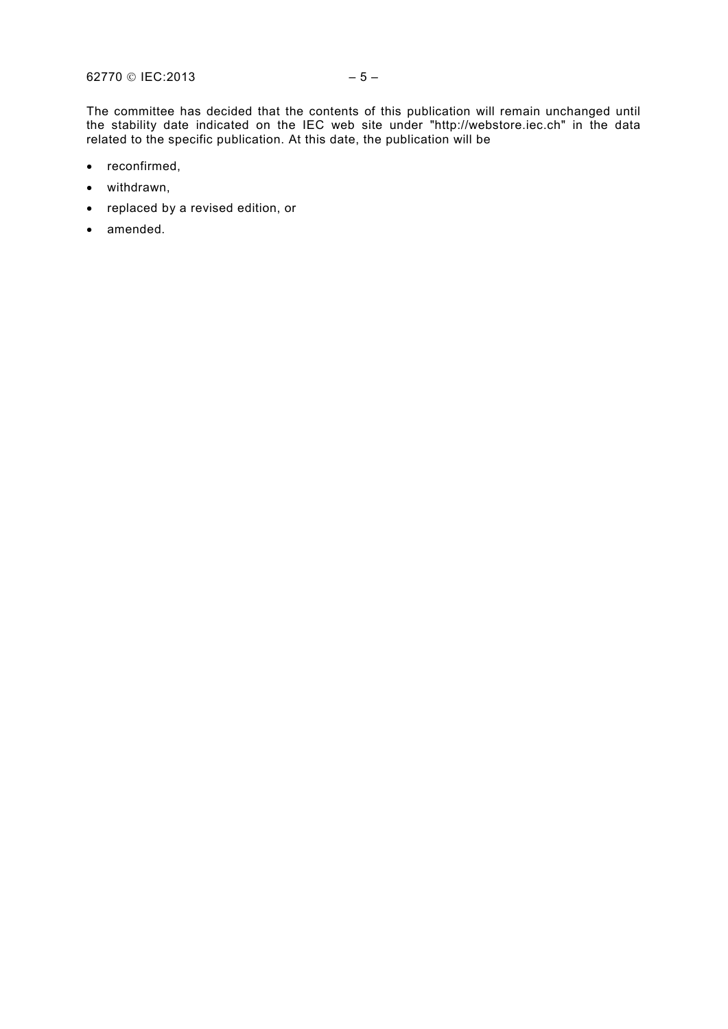The committee has decided that the contents of this publication will remain unchanged until the stability date indicated on the IEC web site under "http://webstore.iec.ch" in the data related to the specific publication. At this date, the publication will be

- reconfirmed,
- withdrawn,
- replaced by a revised edition, or
- amended.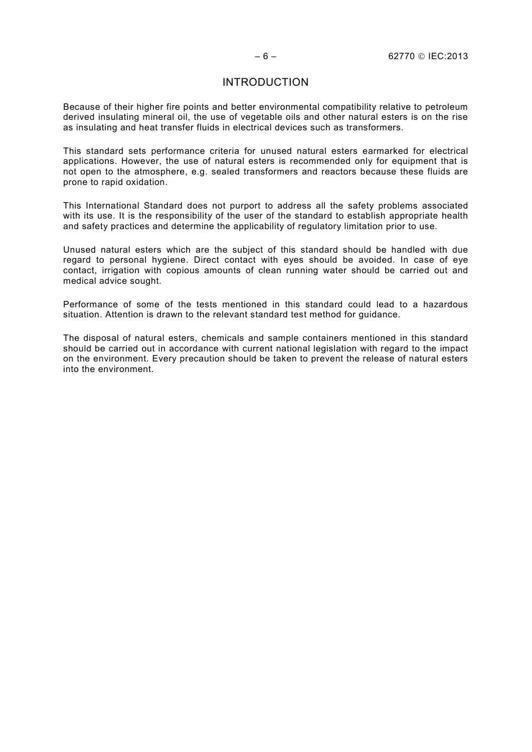# INTRODUCTION

Because of their higher fire points and better environmental compatibility relative to petroleum derived insulating mineral oil, the use of vegetable oils and other natural esters is on the rise as insulating and heat transfer fluids in electrical devices such as transformers.

This standard sets performance criteria for unused natural esters earmarked for electrical applications. However, the use of natural esters is recommended only for equipment that is not open to the atmosphere, e.g. sealed transformers and reactors because these fluids are prone to rapid oxidation.

This International Standard does not purport to address all the safety problems associated with its use. It is the responsibility of the user of the standard to establish appropriate health and safety practices and determine the applicability of regulatory limitation prior to use.

Unused natural esters which are the subject of this standard should be handled with due regard to personal hygiene. Direct contact with eyes should be avoided. In case of eye contact, irrigation with copious amounts of clean running water should be carried out and medical advice sought.

Performance of some of the tests mentioned in this standard could lead to a hazardous situation. Attention is drawn to the relevant standard test method for guidance.

The disposal of natural esters, chemicals and sample containers mentioned in this standard should be carried out in accordance with current national legislation with regard to the impact on the environment. Every precaution should be taken to prevent the release of natural esters into the environment.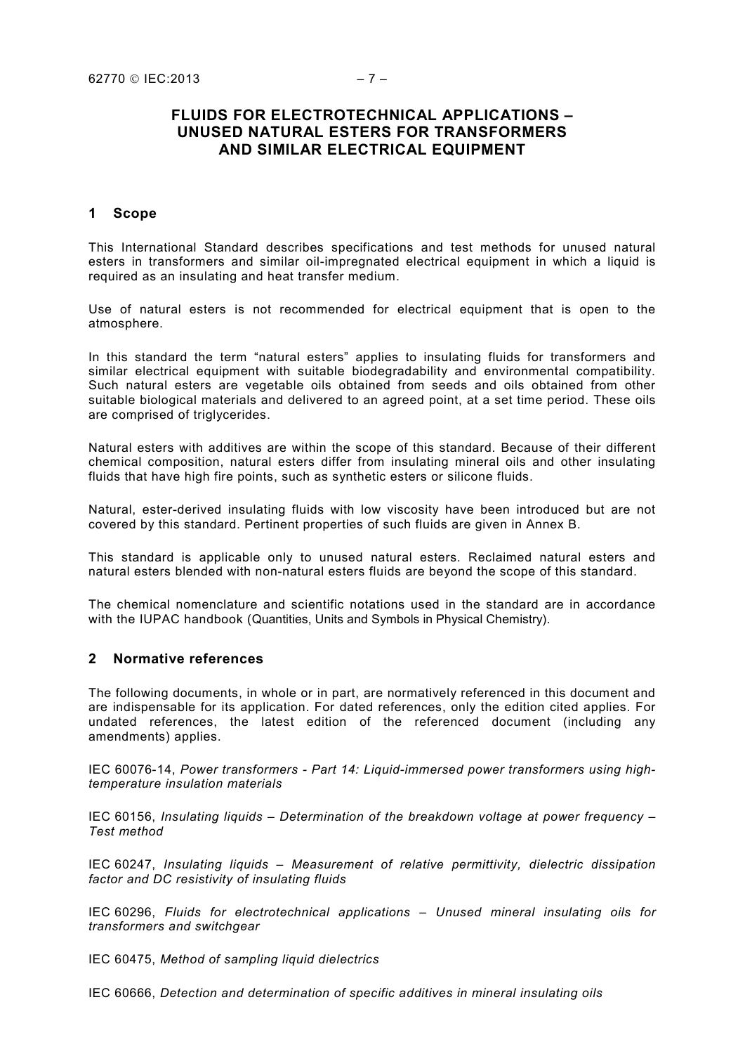# FLUIDS FOR ELECTROTECHNICAL APPLICATIONS – UNUSED NATURAL ESTERS FOR TRANSFORMERS AND SIMILAR ELECTRICAL EQUIPMENT

## 1 Scope

This International Standard describes specifications and test methods for unused natural esters in transformers and similar oil-impregnated electrical equipment in which a liquid is required as an insulating and heat transfer medium.

Use of natural esters is not recommended for electrical equipment that is open to the atmosphere.

In this standard the term “natural esters” applies to insulating fluids for transformers and similar electrical equipment with suitable biodegradability and environmental compatibility. Such natural esters are vegetable oils obtained from seeds and oils obtained from other suitable biological materials and delivered to an agreed point, at a set time period. These oils are comprised of triglycerides.

Natural esters with additives are within the scope of this standard. Because of their different chemical composition, natural esters differ from insulating mineral oils and other insulating fluids that have high fire points, such as synthetic esters or silicone fluids.

Natural, ester-derived insulating fluids with low viscosity have been introduced but are not covered by this standard. Pertinent properties of such fluids are given in Annex B.

This standard is applicable only to unused natural esters. Reclaimed natural esters and natural esters blended with non-natural esters fluids are beyond the scope of this standard.

The chemical nomenclature and scientific notations used in the standard are in accordance with the IUPAC handbook (Quantities, Units and Symbols in Physical Chemistry).

## 2 Normative references

The following documents, in whole or in part, are normatively referenced in this document and are indispensable for its application. For dated references, only the edition cited applies. For undated references, the latest edition of the referenced document (including any amendments) applies.

IEC 60076-14, *Power transformers - Part 14: Liquid-immersed power transformers using high-temperature insulation materials*

IEC 60156, *Insulating liquids – Determination of the breakdown voltage at power frequency – Test method*

IEC 60247, *Insulating liquids – Measurement of relative permittivity, dielectric dissipation factor and DC resistivity of insulating fluids*

IEC 60296, *Fluids for electrotechnical applications – Unused mineral insulating oils for transformers and switchgear*

IEC 60475, *Method of sampling liquid dielectrics*

IEC 60666, *Detection and determination of specific additives in mineral insulating oils*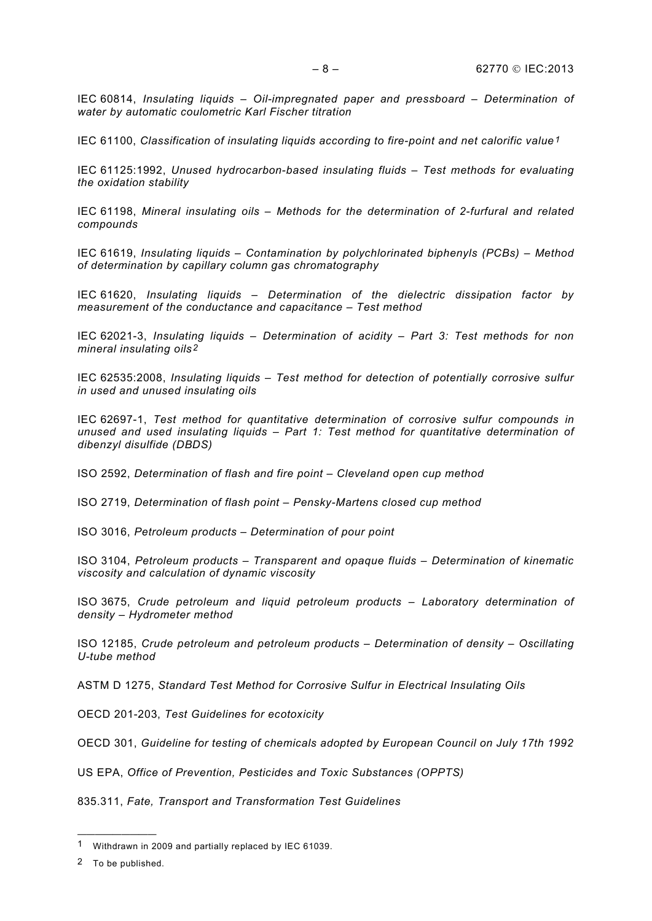IEC 60814, *Insulating liquids – Oil-impregnated paper and pressboard – Determination of water by automatic coulometric Karl Fischer titration*

IEC 61100, *Classification of insulating liquids according to fire-point and net calorific value*[1]

IEC 61125:1992, *Unused hydrocarbon-based insulating fluids – Test methods for evaluating the oxidation stability*

IEC 61198, *Mineral insulating oils – Methods for the determination of 2-furfural and related compounds*

IEC 61619, *Insulating liquids – Contamination by polychlorinated biphenyls (PCBs) – Method of determination by capillary column gas chromatography*

IEC 61620, *Insulating liquids – Determination of the dielectric dissipation factor by measurement of the conductance and capacitance – Test method*

IEC 62021-3, *Insulating liquids – Determination of acidity – Part 3: Test methods for non mineral insulating oils*[2]

IEC 62535:2008, *Insulating liquids – Test method for detection of potentially corrosive sulfur in used and unused insulating oils*

IEC 62697-1, *Test method for quantitative determination of corrosive sulfur compounds in unused and used insulating liquids – Part 1: Test method for quantitative determination of dibenzyl disulfide (DBDS)*

ISO 2592, *Determination of flash and fire point – Cleveland open cup method*

ISO 2719, *Determination of flash point – Pensky-Martens closed cup method*

ISO 3016, *Petroleum products – Determination of pour point*

ISO 3104, *Petroleum products – Transparent and opaque fluids – Determination of kinematic viscosity and calculation of dynamic viscosity*

ISO 3675, *Crude petroleum and liquid petroleum products – Laboratory determination of density – Hydrometer method*

ISO 12185, *Crude petroleum and petroleum products – Determination of density – Oscillating U-tube method*

ASTM D 1275, *Standard Test Method for Corrosive Sulfur in Electrical Insulating Oils*

OECD 201-203, *Test Guidelines for ecotoxicity*

OECD 301, *Guideline for testing of chemicals adopted by European Council on July 17th 1992*

US EPA, *Office of Prevention, Pesticides and Toxic Substances (OPPTS)*

835.311, *Fate, Transport and Transformation Test Guidelines*

---

[1] Withdrawn in 2009 and partially replaced by IEC 61039.

[2] To be published.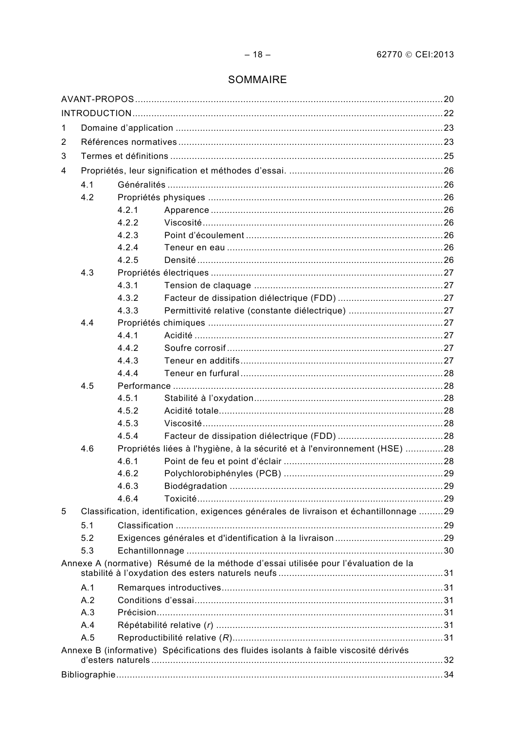# SOMMAIRE

AVANT-PROPOS ........................................................................................................ 20
INTRODUCTION ...................................................................................................... 22
1 Domaine d'application .......................................................................................... 23
2 Références normatives .......................................................................................... 23
3 Termes et définitions ............................................................................................. 25
4 Propriétés, leur signification et méthodes d'essai. ................................................. 26
  4.1 Généralités ...................................................................................................... 26
  4.2 Propriétés physiques ....................................................................................... 26
    4.2.1 Apparence ................................................................................................. 26
    4.2.2 Viscosité .................................................................................................... 26
    4.2.3 Point d'écoulement .................................................................................... 26
    4.2.4 Teneur en eau ............................................................................................ 26
    4.2.5 Densité ....................................................................................................... 26
  4.3 Propriétés électriques ...................................................................................... 27
    4.3.1 Tension de claquage .................................................................................. 27
    4.3.2 Facteur de dissipation diélectrique (FDD) ................................................... 27
    4.3.3 Permittivité relative (constante diélectrique) ............................................... 27
  4.4 Propriétés chimiques ....................................................................................... 27
    4.4.1 Acidité ........................................................................................................ 27
    4.4.2 Soufre corrosif ............................................................................................ 27
    4.4.3 Teneur en additifs ....................................................................................... 27
    4.4.4 Teneur en furfural ....................................................................................... 28
  4.5 Performance ................................................................................................... 28
    4.5.1 Stabilité à l'oxydation .................................................................................. 28
    4.5.2 Acidité totale ............................................................................................... 28
    4.5.3 Viscosité ..................................................................................................... 28
    4.5.4 Facteur de dissipation diélectrique (FDD) ................................................... 28
  4.6 Propriétés liées à l'hygiène, à la sécurité et à l'environnement (HSE) .............. 28
    4.6.1 Point de feu et point d'éclair ....................................................................... 28
    4.6.2 Polychlorobiphényles (PCB) ....................................................................... 29
    4.6.3 Biodégradation ........................................................................................... 29
    4.6.4 Toxicité ....................................................................................................... 29
5 Classification, identification, exigences générales de livraison et échantillonnage ......... 29
  5.1 Classification ................................................................................................... 29
  5.2 Exigences générales et d'identification à la livraison ....................................... 29
  5.3 Echantillonnage ............................................................................................... 30
Annexe A (normative) Résumé de la méthode d'essai utilisée pour l'évaluation de la stabilité à l'oxydation des esters naturels neufs ............................................................ 31
  A.1 Remarques introductives ................................................................................. 31
  A.2 Conditions d'essai ........................................................................................... 31
  A.3 Précision ......................................................................................................... 31
  A.4 Répétabilité relative ($r$) ................................................................................. 31
  A.5 Reproductibilité relative ($R$) ............................................................................. 31
Annexe B (informative) Spécifications des fluides isolants à faible viscosité dérivés d'esters naturels ........................................................................................................... 32
Bibliographie .......................................................................................................... 34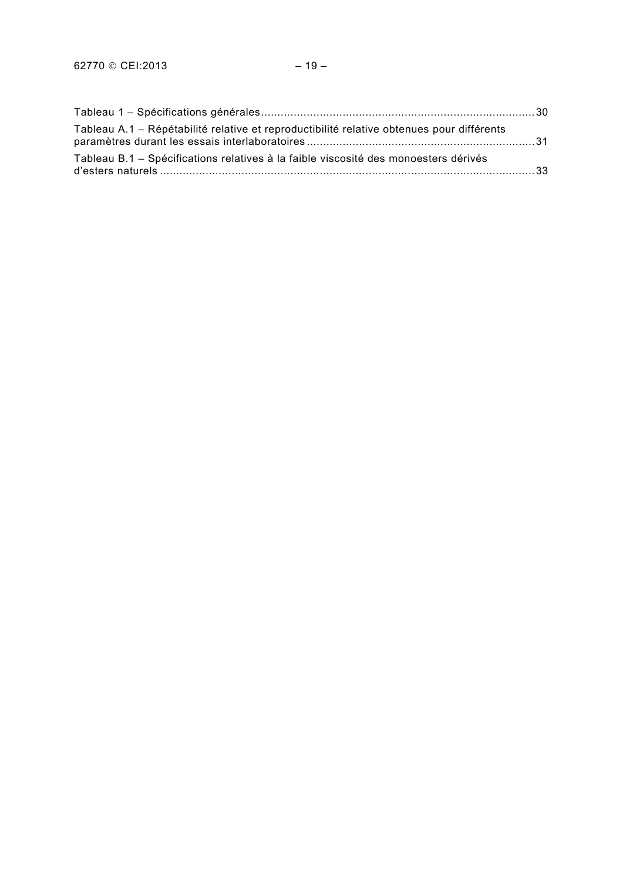Tableau 1 – Spécifications générales .......................................................................................30

Tableau A.1 – Répétabilité relative et reproductibilité relative obtenues pour différents paramètres durant les essais interlaboratoires ........................................................................31

Tableau B.1 – Spécifications relatives à la faible viscosité des monoesters dérivés d'esters naturels ..................................................................................................................33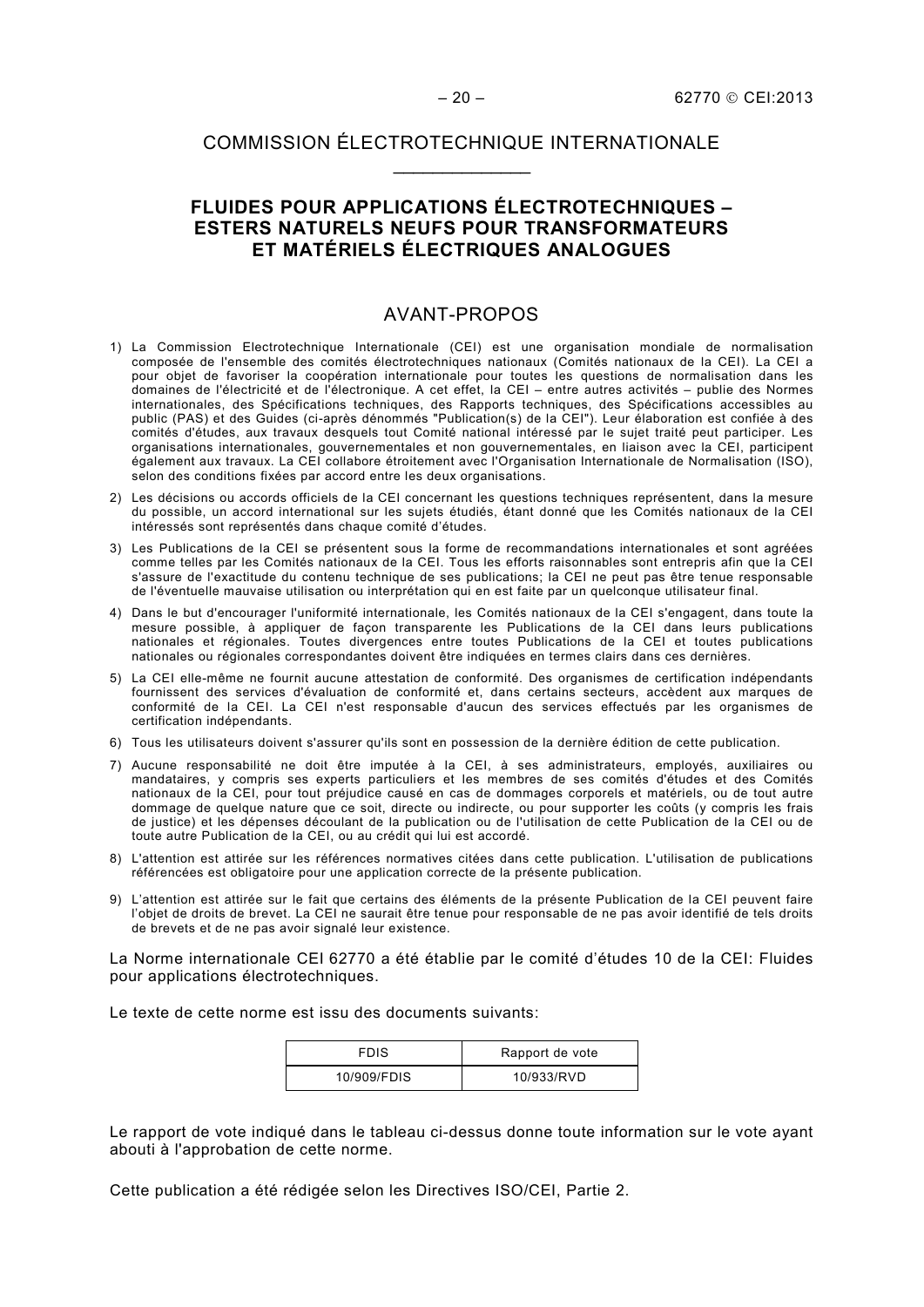# COMMISSION ÉLECTROTECHNIQUE INTERNATIONALE

____________

## FLUIDES POUR APPLICATIONS ÉLECTROTECHNIQUES – ESTERS NATURELS NEUFS POUR TRANSFORMATEURS ET MATÉRIELS ÉLECTRIQUES ANALOGUES

## AVANT-PROPOS

1) La Commission Electrotechnique Internationale (CEI) est une organisation mondiale de normalisation composée de l'ensemble des comités électrotechniques nationaux (Comités nationaux de la CEI). La CEI a pour objet de favoriser la coopération internationale pour toutes les questions de normalisation dans les domaines de l'électricité et de l'électronique. A cet effet, la CEI – entre autres activités – publie des Normes internationales, des Spécifications techniques, des Rapports techniques, des Spécifications accessibles au public (PAS) et des Guides (ci-après dénommés "Publication(s) de la CEI"). Leur élaboration est confiée à des comités d'études, aux travaux desquels tout Comité national intéressé par le sujet traité peut participer. Les organisations internationales, gouvernementales et non gouvernementales, en liaison avec la CEI, participent également aux travaux. La CEI collabore étroitement avec l'Organisation Internationale de Normalisation (ISO), selon des conditions fixées par accord entre les deux organisations.
2) Les décisions ou accords officiels de la CEI concernant les questions techniques représentent, dans la mesure du possible, un accord international sur les sujets étudiés, étant donné que les Comités nationaux de la CEI intéressés sont représentés dans chaque comité d'études.
3) Les Publications de la CEI se présentent sous la forme de recommandations internationales et sont agréées comme telles par les Comités nationaux de la CEI. Tous les efforts raisonnables sont entrepris afin que la CEI s'assure de l'exactitude du contenu technique de ses publications; la CEI ne peut pas être tenue responsable de l'éventuelle mauvaise utilisation ou interprétation qui en est faite par un quelconque utilisateur final.
4) Dans le but d'encourager l'uniformité internationale, les Comités nationaux de la CEI s'engagent, dans toute la mesure possible, à appliquer de façon transparente les Publications de la CEI dans leurs publications nationales et régionales. Toutes divergences entre toutes Publications de la CEI et toutes publications nationales ou régionales correspondantes doivent être indiquées en termes clairs dans ces dernières.
5) La CEI elle-même ne fournit aucune attestation de conformité. Des organismes de certification indépendants fournissent des services d'évaluation de conformité et, dans certains secteurs, accèdent aux marques de conformité de la CEI. La CEI n'est responsable d'aucun des services effectués par les organismes de certification indépendants.
6) Tous les utilisateurs doivent s'assurer qu'ils sont en possession de la dernière édition de cette publication.
7) Aucune responsabilité ne doit être imputée à la CEI, à ses administrateurs, employés, auxiliaires ou mandataires, y compris ses experts particuliers et les membres de ses comités d'études et des Comités nationaux de la CEI, pour tout préjudice causé en cas de dommages corporels et matériels, ou de tout autre dommage de quelque nature que ce soit, directe ou indirecte, ou pour supporter les coûts (y compris les frais de justice) et les dépenses découlant de la publication ou de l'utilisation de cette Publication de la CEI ou de toute autre Publication de la CEI, ou au crédit qui lui est accordé.
8) L'attention est attirée sur les références normatives citées dans cette publication. L'utilisation de publications référencées est obligatoire pour une application correcte de la présente publication.
9) L'attention est attirée sur le fait que certains des éléments de la présente Publication de la CEI peuvent faire l'objet de droits de brevet. La CEI ne saurait être tenue pour responsable de ne pas avoir identifié de tels droits de brevets et de ne pas avoir signalé leur existence.

La Norme internationale CEI 62770 a été établie par le comité d'études 10 de la CEI: Fluides pour applications électrotechniques.

Le texte de cette norme est issu des documents suivants:

| FDIS | Rapport de vote |
|---|---|
| 10/909/FDIS | 10/933/RVD |

Le rapport de vote indiqué dans le tableau ci-dessus donne toute information sur le vote ayant abouti à l'approbation de cette norme.

Cette publication a été rédigée selon les Directives ISO/CEI, Partie 2.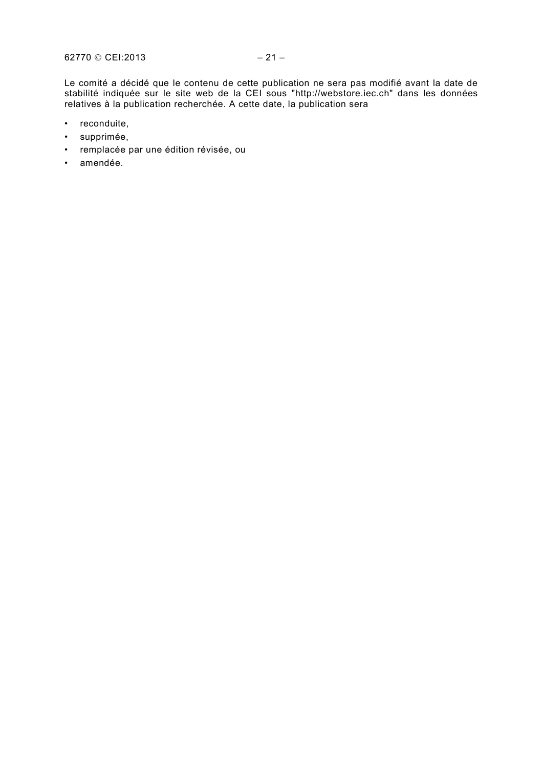Le comité a décidé que le contenu de cette publication ne sera pas modifié avant la date de stabilité indiquée sur le site web de la CEI sous "http://webstore.iec.ch" dans les données relatives à la publication recherchée. A cette date, la publication sera

- reconduite,
- supprimée,
- remplacée par une édition révisée, ou
- amendée.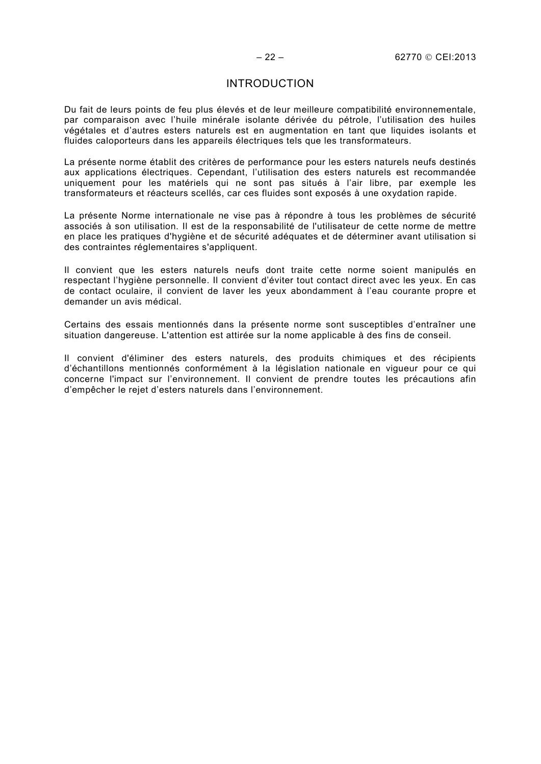# INTRODUCTION

Du fait de leurs points de feu plus élevés et de leur meilleure compatibilité environnementale, par comparaison avec l'huile minérale isolante dérivée du pétrole, l'utilisation des huiles végétales et d'autres esters naturels est en augmentation en tant que liquides isolants et fluides caloporteurs dans les appareils électriques tels que les transformateurs.

La présente norme établit des critères de performance pour les esters naturels neufs destinés aux applications électriques. Cependant, l'utilisation des esters naturels est recommandée uniquement pour les matériels qui ne sont pas situés à l'air libre, par exemple les transformateurs et réacteurs scellés, car ces fluides sont exposés à une oxydation rapide.

La présente Norme internationale ne vise pas à répondre à tous les problèmes de sécurité associés à son utilisation. Il est de la responsabilité de l'utilisateur de cette norme de mettre en place les pratiques d'hygiène et de sécurité adéquates et de déterminer avant utilisation si des contraintes réglementaires s'appliquent.

Il convient que les esters naturels neufs dont traite cette norme soient manipulés en respectant l'hygiène personnelle. Il convient d'éviter tout contact direct avec les yeux. En cas de contact oculaire, il convient de laver les yeux abondamment à l'eau courante propre et demander un avis médical.

Certains des essais mentionnés dans la présente norme sont susceptibles d'entraîner une situation dangereuse. L'attention est attirée sur la nome applicable à des fins de conseil.

Il convient d'éliminer des esters naturels, des produits chimiques et des récipients d'échantillons mentionnés conformément à la législation nationale en vigueur pour ce qui concerne l'impact sur l'environnement. Il convient de prendre toutes les précautions afin d'empêcher le rejet d'esters naturels dans l'environnement.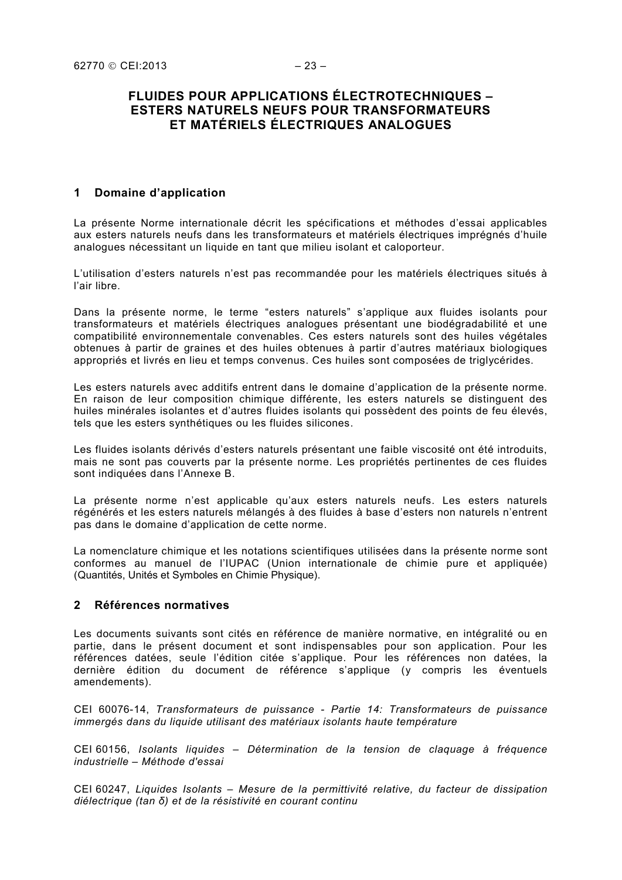# FLUIDES POUR APPLICATIONS ÉLECTROTECHNIQUES – ESTERS NATURELS NEUFS POUR TRANSFORMATEURS ET MATÉRIELS ÉLECTRIQUES ANALOGUES

## 1 Domaine d'application

La présente Norme internationale décrit les spécifications et méthodes d'essai applicables aux esters naturels neufs dans les transformateurs et matériels électriques imprégnés d'huile analogues nécessitant un liquide en tant que milieu isolant et caloporteur.

L'utilisation d'esters naturels n'est pas recommandée pour les matériels électriques situés à l'air libre.

Dans la présente norme, le terme "esters naturels" s'applique aux fluides isolants pour transformateurs et matériels électriques analogues présentant une biodégradabilité et une compatibilité environnementale convenables. Ces esters naturels sont des huiles végétales obtenues à partir de graines et des huiles obtenues à partir d'autres matériaux biologiques appropriés et livrés en lieu et temps convenus. Ces huiles sont composées de triglycérides.

Les esters naturels avec additifs entrent dans le domaine d'application de la présente norme. En raison de leur composition chimique différente, les esters naturels se distinguent des huiles minérales isolantes et d'autres fluides isolants qui possèdent des points de feu élevés, tels que les esters synthétiques ou les fluides silicones.

Les fluides isolants dérivés d'esters naturels présentant une faible viscosité ont été introduits, mais ne sont pas couverts par la présente norme. Les propriétés pertinentes de ces fluides sont indiquées dans l'Annexe B.

La présente norme n'est applicable qu'aux esters naturels neufs. Les esters naturels régénérés et les esters naturels mélangés à des fluides à base d'esters non naturels n'entrent pas dans le domaine d'application de cette norme.

La nomenclature chimique et les notations scientifiques utilisées dans la présente norme sont conformes au manuel de l'IUPAC (Union internationale de chimie pure et appliquée) (Quantités, Unités et Symboles en Chimie Physique).

## 2 Références normatives

Les documents suivants sont cités en référence de manière normative, en intégralité ou en partie, dans le présent document et sont indispensables pour son application. Pour les références datées, seule l'édition citée s'applique. Pour les références non datées, la dernière édition du document de référence s'applique (y compris les éventuels amendements).

CEI 60076-14, *Transformateurs de puissance - Partie 14: Transformateurs de puissance immergés dans du liquide utilisant des matériaux isolants haute température*

CEI 60156, *Isolants liquides – Détermination de la tension de claquage à fréquence industrielle – Méthode d'essai*

CEI 60247, *Liquides Isolants – Mesure de la permittivité relative, du facteur de dissipation diélectrique (tan δ) et de la résistivité en courant continu*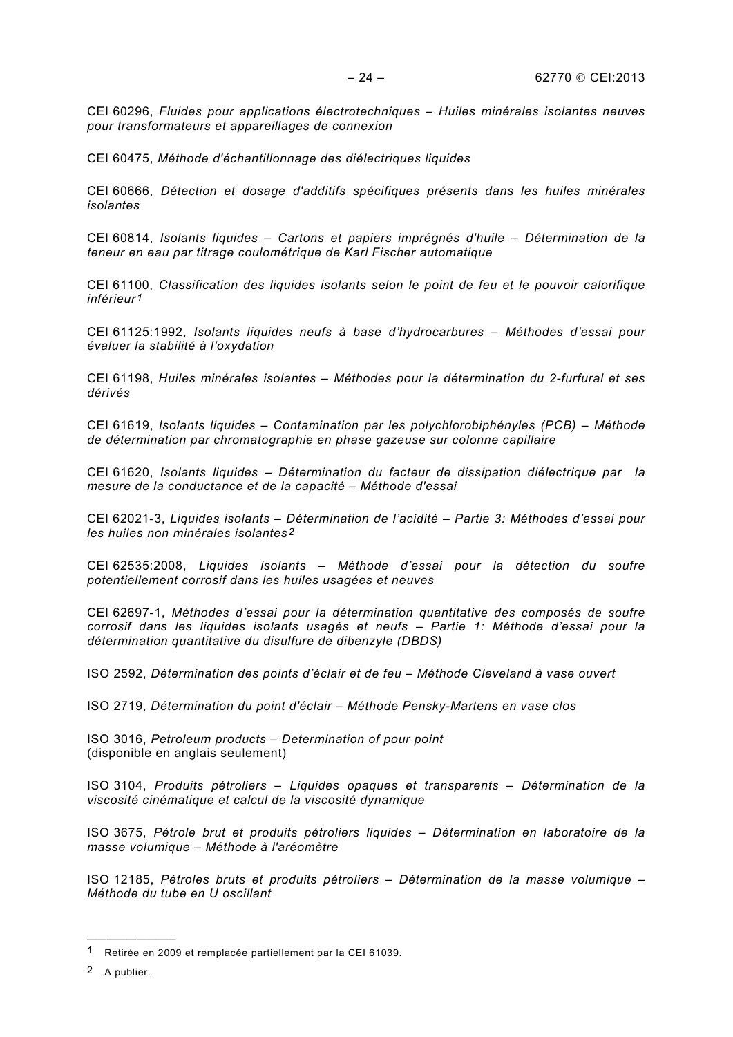CEI 60296, *Fluides pour applications électrotechniques – Huiles minérales isolantes neuves pour transformateurs et appareillages de connexion*

CEI 60475, *Méthode d'échantillonnage des diélectriques liquides*

CEI 60666, *Détection et dosage d'additifs spécifiques présents dans les huiles minérales isolantes*

CEI 60814, *Isolants liquides – Cartons et papiers imprégnés d'huile – Détermination de la teneur en eau par titrage coulométrique de Karl Fischer automatique*

CEI 61100, *Classification des liquides isolants selon le point de feu et le pouvoir calorifique inférieur*[1]

CEI 61125:1992, *Isolants liquides neufs à base d'hydrocarbures – Méthodes d'essai pour évaluer la stabilité à l'oxydation*

CEI 61198, *Huiles minérales isolantes – Méthodes pour la détermination du 2-furfural et ses dérivés*

CEI 61619, *Isolants liquides – Contamination par les polychlorobiphényles (PCB) – Méthode de détermination par chromatographie en phase gazeuse sur colonne capillaire*

CEI 61620, *Isolants liquides – Détermination du facteur de dissipation diélectrique par la mesure de la conductance et de la capacité – Méthode d'essai*

CEI 62021-3, *Liquides isolants – Détermination de l'acidité – Partie 3: Méthodes d'essai pour les huiles non minérales isolantes*[2]

CEI 62535:2008, *Liquides isolants – Méthode d'essai pour la détection du soufre potentiellement corrosif dans les huiles usagées et neuves*

CEI 62697-1, *Méthodes d'essai pour la détermination quantitative des composés de soufre corrosif dans les liquides isolants usagés et neufs – Partie 1: Méthode d'essai pour la détermination quantitative du disulfure de dibenzyle (DBDS)*

ISO 2592, *Détermination des points d'éclair et de feu – Méthode Cleveland à vase ouvert*

ISO 2719, *Détermination du point d'éclair – Méthode Pensky-Martens en vase clos*

ISO 3016, *Petroleum products – Determination of pour point*
(disponible en anglais seulement)

ISO 3104, *Produits pétroliers – Liquides opaques et transparents – Détermination de la viscosité cinématique et calcul de la viscosité dynamique*

ISO 3675, *Pétrole brut et produits pétroliers liquides – Détermination en laboratoire de la masse volumique – Méthode à l'aréomètre*

ISO 12185, *Pétroles bruts et produits pétroliers – Détermination de la masse volumique – Méthode du tube en U oscillant*

---

[1] Retirée en 2009 et remplacée partiellement par la CEI 61039.

[2] A publier.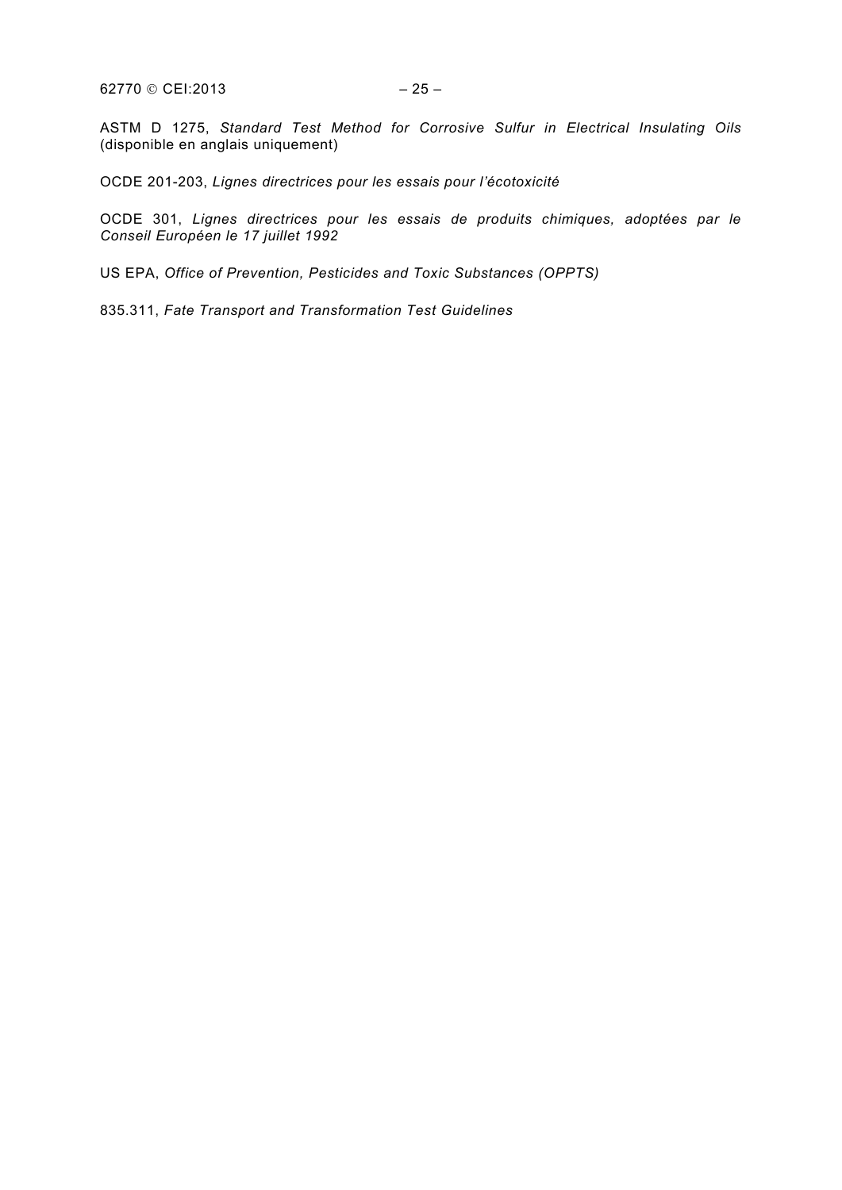ASTM D 1275, *Standard Test Method for Corrosive Sulfur in Electrical Insulating Oils* (disponible en anglais uniquement)

OCDE 201-203, *Lignes directrices pour les essais pour l'écotoxicité*

OCDE 301, *Lignes directrices pour les essais de produits chimiques, adoptées par le Conseil Européen le 17 juillet 1992*

US EPA, *Office of Prevention, Pesticides and Toxic Substances (OPPTS)*

835.311, *Fate Transport and Transformation Test Guidelines*